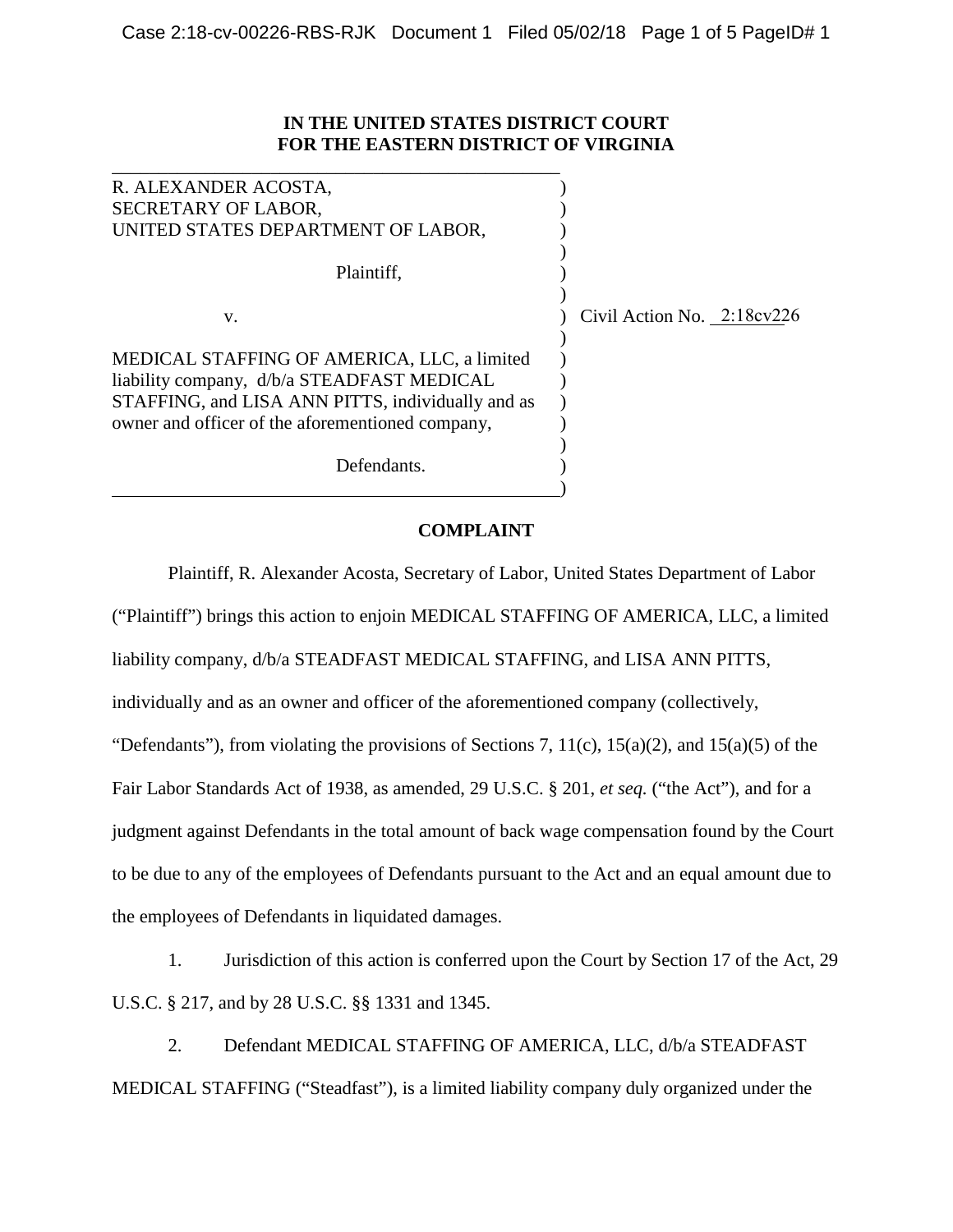IN THE UNITED STATES DISTRICT COURT
FOR THE EASTERN DISTRICT OF VIRGINIA

R. ALEXANDER ACOSTA,
SECRETARY OF LABOR,
UNITED STATES DEPARTMENT OF LABOR,

Plaintiff,

v.

Civil Action No. 2:18cv226

MEDICAL STAFFING OF AMERICA, LLC, a limited liability company, d/b/a STEADFAST MEDICAL STAFFING, and LISA ANN PITTS, individually and as owner and officer of the aforementioned company,

Defendants.

## COMPLAINT

Plaintiff, R. Alexander Acosta, Secretary of Labor, United States Department of Labor ("Plaintiff") brings this action to enjoin MEDICAL STAFFING OF AMERICA, LLC, a limited liability company, d/b/a STEADFAST MEDICAL STAFFING, and LISA ANN PITTS, individually and as an owner and officer of the aforementioned company (collectively, "Defendants"), from violating the provisions of Sections 7, 11(c), 15(a)(2), and 15(a)(5) of the Fair Labor Standards Act of 1938, as amended, 29 U.S.C. § 201, *et seq.* ("the Act"), and for a judgment against Defendants in the total amount of back wage compensation found by the Court to be due to any of the employees of Defendants pursuant to the Act and an equal amount due to the employees of Defendants in liquidated damages.

1. Jurisdiction of this action is conferred upon the Court by Section 17 of the Act, 29 U.S.C. § 217, and by 28 U.S.C. §§ 1331 and 1345.

2. Defendant MEDICAL STAFFING OF AMERICA, LLC, d/b/a STEADFAST MEDICAL STAFFING ("Steadfast"), is a limited liability company duly organized under the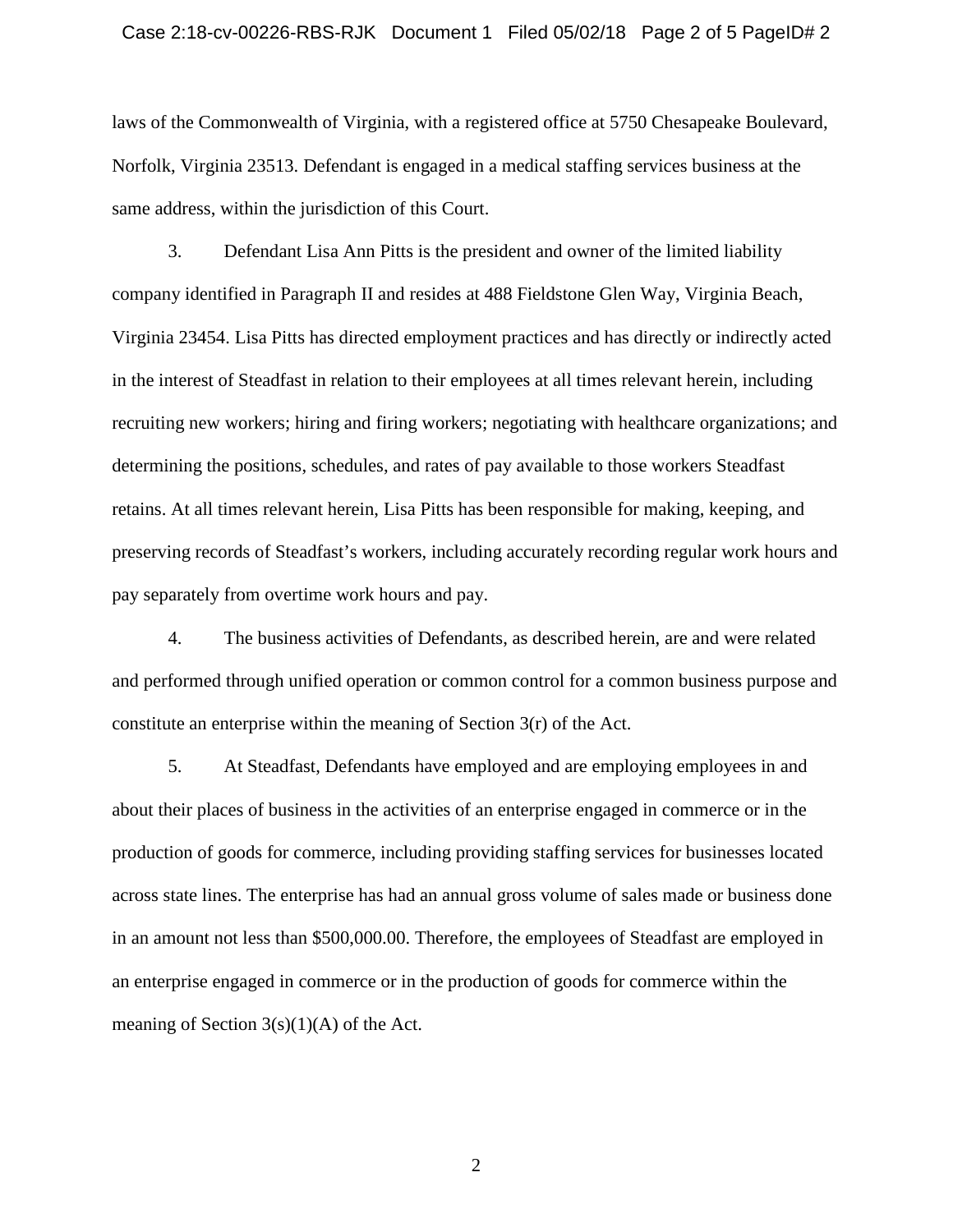laws of the Commonwealth of Virginia, with a registered office at 5750 Chesapeake Boulevard, Norfolk, Virginia 23513. Defendant is engaged in a medical staffing services business at the same address, within the jurisdiction of this Court.

3. Defendant Lisa Ann Pitts is the president and owner of the limited liability company identified in Paragraph II and resides at 488 Fieldstone Glen Way, Virginia Beach, Virginia 23454. Lisa Pitts has directed employment practices and has directly or indirectly acted in the interest of Steadfast in relation to their employees at all times relevant herein, including recruiting new workers; hiring and firing workers; negotiating with healthcare organizations; and determining the positions, schedules, and rates of pay available to those workers Steadfast retains. At all times relevant herein, Lisa Pitts has been responsible for making, keeping, and preserving records of Steadfast's workers, including accurately recording regular work hours and pay separately from overtime work hours and pay.

4. The business activities of Defendants, as described herein, are and were related and performed through unified operation or common control for a common business purpose and constitute an enterprise within the meaning of Section 3(r) of the Act.

5. At Steadfast, Defendants have employed and are employing employees in and about their places of business in the activities of an enterprise engaged in commerce or in the production of goods for commerce, including providing staffing services for businesses located across state lines. The enterprise has had an annual gross volume of sales made or business done in an amount not less than $500,000.00. Therefore, the employees of Steadfast are employed in an enterprise engaged in commerce or in the production of goods for commerce within the meaning of Section 3(s)(1)(A) of the Act.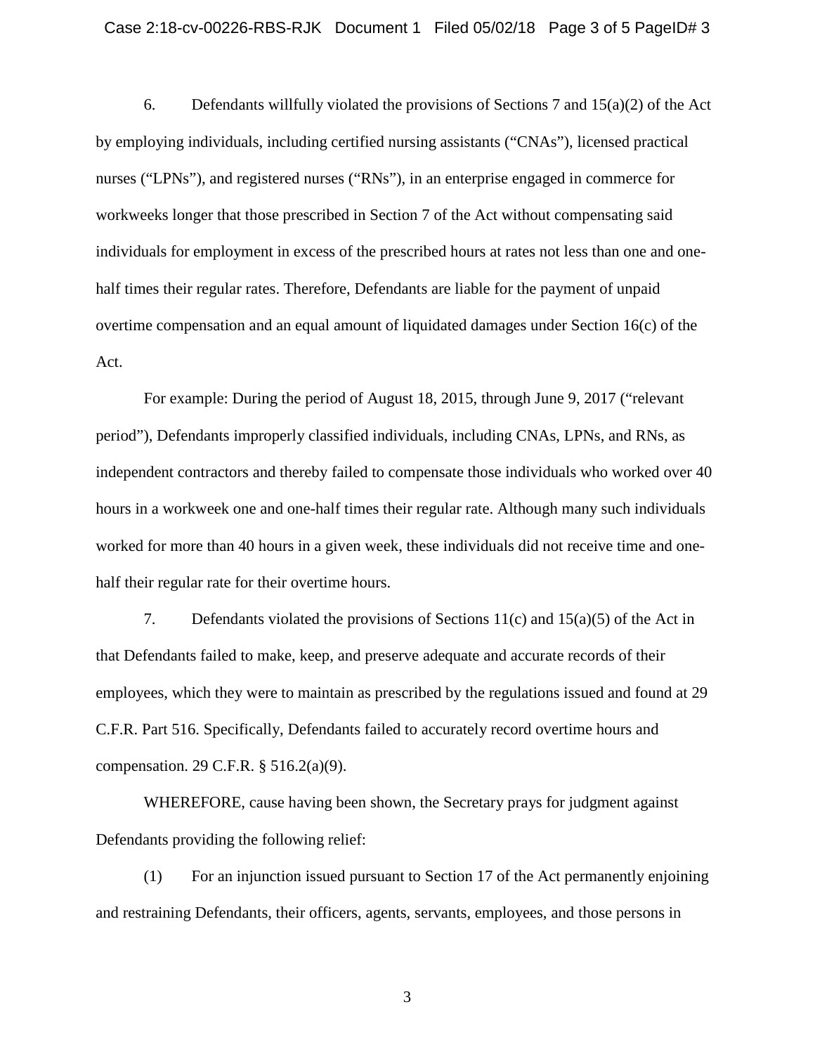6. Defendants willfully violated the provisions of Sections 7 and 15(a)(2) of the Act by employing individuals, including certified nursing assistants ("CNAs"), licensed practical nurses ("LPNs"), and registered nurses ("RNs"), in an enterprise engaged in commerce for workweeks longer that those prescribed in Section 7 of the Act without compensating said individuals for employment in excess of the prescribed hours at rates not less than one and one-half times their regular rates. Therefore, Defendants are liable for the payment of unpaid overtime compensation and an equal amount of liquidated damages under Section 16(c) of the Act.

For example: During the period of August 18, 2015, through June 9, 2017 ("relevant period"), Defendants improperly classified individuals, including CNAs, LPNs, and RNs, as independent contractors and thereby failed to compensate those individuals who worked over 40 hours in a workweek one and one-half times their regular rate. Although many such individuals worked for more than 40 hours in a given week, these individuals did not receive time and one-half their regular rate for their overtime hours.

7. Defendants violated the provisions of Sections 11(c) and 15(a)(5) of the Act in that Defendants failed to make, keep, and preserve adequate and accurate records of their employees, which they were to maintain as prescribed by the regulations issued and found at 29 C.F.R. Part 516. Specifically, Defendants failed to accurately record overtime hours and compensation. 29 C.F.R. § 516.2(a)(9).

WHEREFORE, cause having been shown, the Secretary prays for judgment against Defendants providing the following relief:

(1) For an injunction issued pursuant to Section 17 of the Act permanently enjoining and restraining Defendants, their officers, agents, servants, employees, and those persons in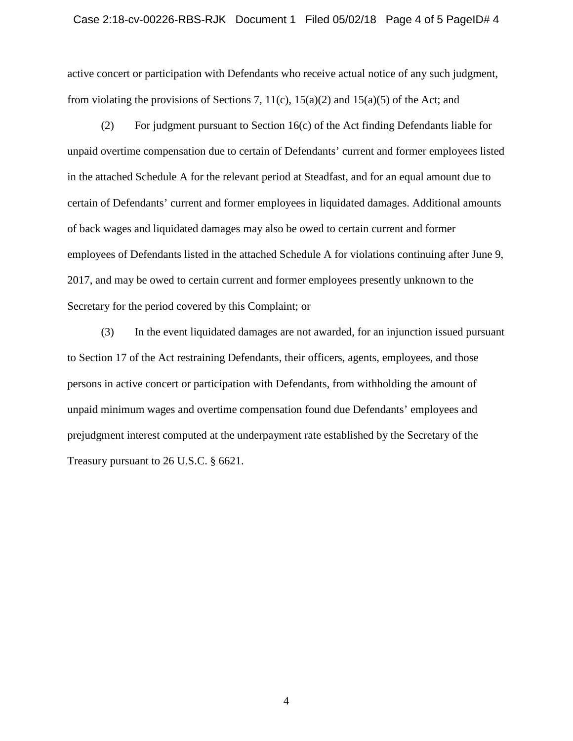active concert or participation with Defendants who receive actual notice of any such judgment, from violating the provisions of Sections 7, 11(c), 15(a)(2) and 15(a)(5) of the Act; and

(2) For judgment pursuant to Section 16(c) of the Act finding Defendants liable for unpaid overtime compensation due to certain of Defendants' current and former employees listed in the attached Schedule A for the relevant period at Steadfast, and for an equal amount due to certain of Defendants' current and former employees in liquidated damages. Additional amounts of back wages and liquidated damages may also be owed to certain current and former employees of Defendants listed in the attached Schedule A for violations continuing after June 9, 2017, and may be owed to certain current and former employees presently unknown to the Secretary for the period covered by this Complaint; or

(3) In the event liquidated damages are not awarded, for an injunction issued pursuant to Section 17 of the Act restraining Defendants, their officers, agents, employees, and those persons in active concert or participation with Defendants, from withholding the amount of unpaid minimum wages and overtime compensation found due Defendants' employees and prejudgment interest computed at the underpayment rate established by the Secretary of the Treasury pursuant to 26 U.S.C. § 6621.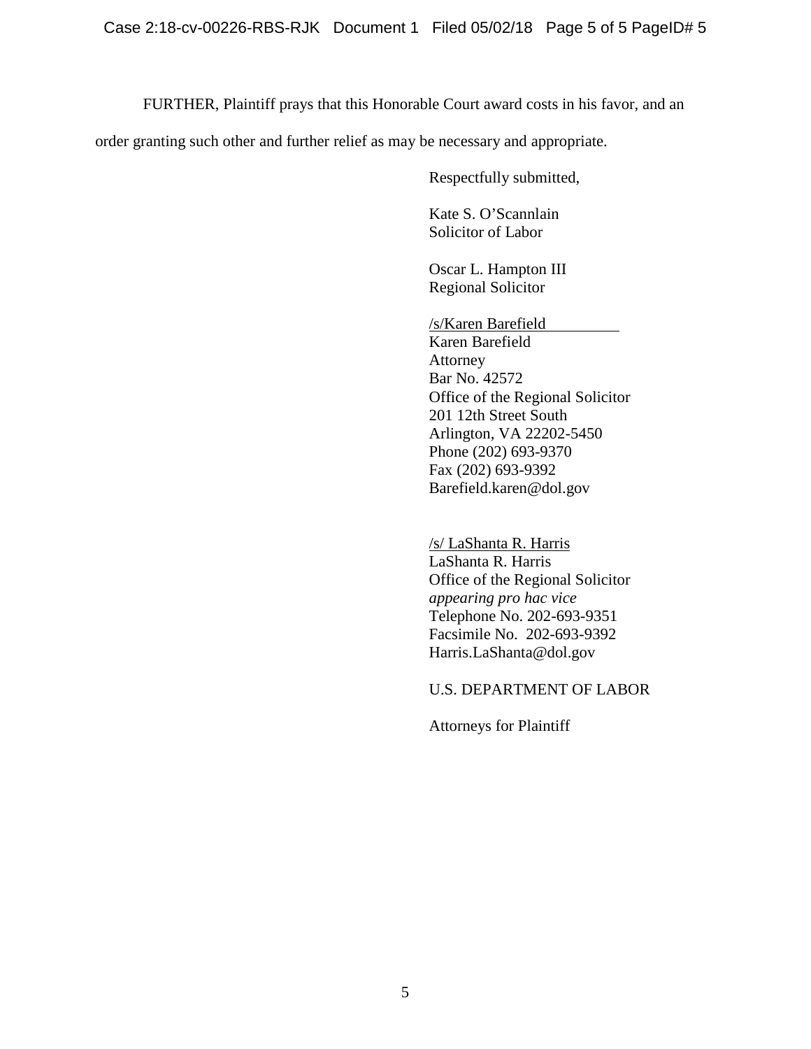FURTHER, Plaintiff prays that this Honorable Court award costs in his favor, and an order granting such other and further relief as may be necessary and appropriate.

Respectfully submitted,

Kate S. O'Scannlain
Solicitor of Labor

Oscar L. Hampton III
Regional Solicitor

/s/Karen Barefield
Karen Barefield
Attorney
Bar No. 42572
Office of the Regional Solicitor
201 12th Street South
Arlington, VA 22202-5450
Phone (202) 693-9370
Fax (202) 693-9392
Barefield.karen@dol.gov

/s/ LaShanta R. Harris
LaShanta R. Harris
Office of the Regional Solicitor
*appearing pro hac vice*
Telephone No. 202-693-9351
Facsimile No. 202-693-9392
Harris.LaShanta@dol.gov

U.S. DEPARTMENT OF LABOR

Attorneys for Plaintiff